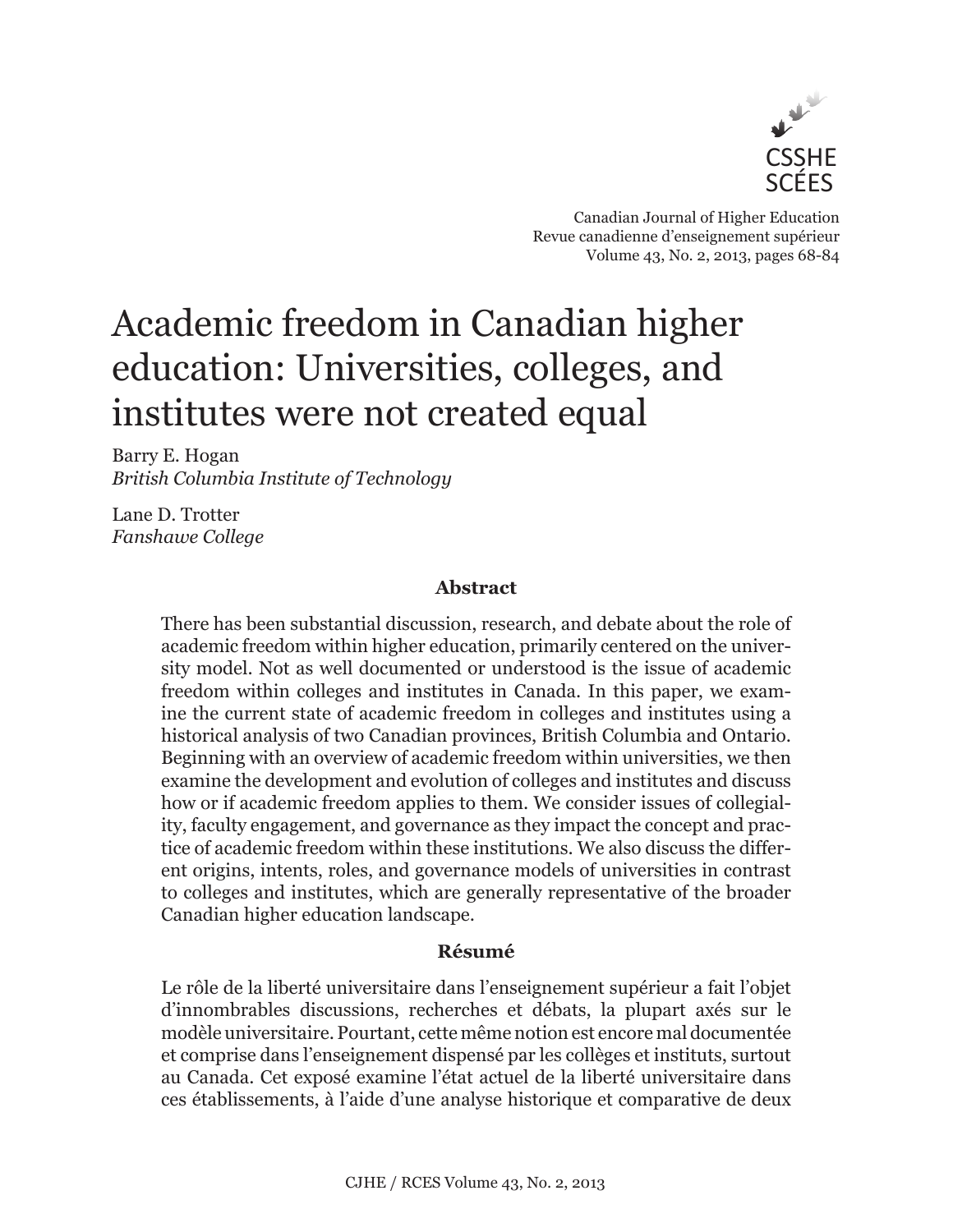# Academic freedom in Canadian higher education: Universities, colleges, and institutes were not created equal

Barry E. Hogan
*British Columbia Institute of Technology*

Lane D. Trotter
*Fanshawe College*

## Abstract

There has been substantial discussion, research, and debate about the role of academic freedom within higher education, primarily centered on the university model. Not as well documented or understood is the issue of academic freedom within colleges and institutes in Canada. In this paper, we examine the current state of academic freedom in colleges and institutes using a historical analysis of two Canadian provinces, British Columbia and Ontario. Beginning with an overview of academic freedom within universities, we then examine the development and evolution of colleges and institutes and discuss how or if academic freedom applies to them. We consider issues of collegiality, faculty engagement, and governance as they impact the concept and practice of academic freedom within these institutions. We also discuss the different origins, intents, roles, and governance models of universities in contrast to colleges and institutes, which are generally representative of the broader Canadian higher education landscape.

## Résumé

Le rôle de la liberté universitaire dans l'enseignement supérieur a fait l'objet d'innombrables discussions, recherches et débats, la plupart axés sur le modèle universitaire. Pourtant, cette même notion est encore mal documentée et comprise dans l'enseignement dispensé par les collèges et instituts, surtout au Canada. Cet exposé examine l'état actuel de la liberté universitaire dans ces établissements, à l'aide d'une analyse historique et comparative de deux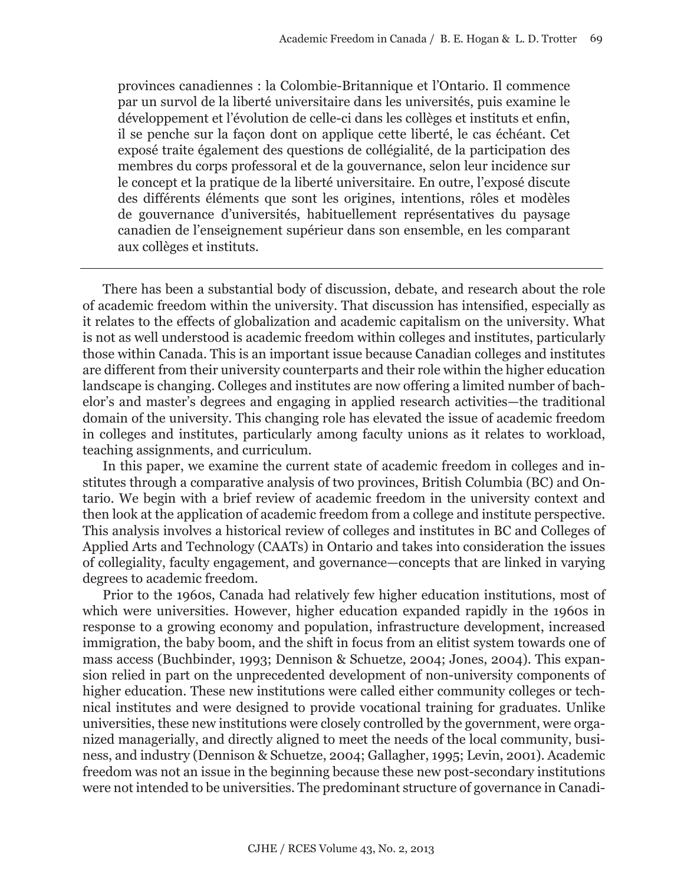provinces canadiennes : la Colombie-Britannique et l'Ontario. Il commence par un survol de la liberté universitaire dans les universités, puis examine le développement et l'évolution de celle-ci dans les collèges et instituts et enfin, il se penche sur la façon dont on applique cette liberté, le cas échéant. Cet exposé traite également des questions de collégialité, de la participation des membres du corps professoral et de la gouvernance, selon leur incidence sur le concept et la pratique de la liberté universitaire. En outre, l'exposé discute des différents éléments que sont les origines, intentions, rôles et modèles de gouvernance d'universités, habituellement représentatives du paysage canadien de l'enseignement supérieur dans son ensemble, en les comparant aux collèges et instituts.

---

There has been a substantial body of discussion, debate, and research about the role of academic freedom within the university. That discussion has intensified, especially as it relates to the effects of globalization and academic capitalism on the university. What is not as well understood is academic freedom within colleges and institutes, particularly those within Canada. This is an important issue because Canadian colleges and institutes are different from their university counterparts and their role within the higher education landscape is changing. Colleges and institutes are now offering a limited number of bachelor's and master's degrees and engaging in applied research activities—the traditional domain of the university. This changing role has elevated the issue of academic freedom in colleges and institutes, particularly among faculty unions as it relates to workload, teaching assignments, and curriculum.

In this paper, we examine the current state of academic freedom in colleges and institutes through a comparative analysis of two provinces, British Columbia (BC) and Ontario. We begin with a brief review of academic freedom in the university context and then look at the application of academic freedom from a college and institute perspective. This analysis involves a historical review of colleges and institutes in BC and Colleges of Applied Arts and Technology (CAATs) in Ontario and takes into consideration the issues of collegiality, faculty engagement, and governance—concepts that are linked in varying degrees to academic freedom.

Prior to the 1960s, Canada had relatively few higher education institutions, most of which were universities. However, higher education expanded rapidly in the 1960s in response to a growing economy and population, infrastructure development, increased immigration, the baby boom, and the shift in focus from an elitist system towards one of mass access (Buchbinder, 1993; Dennison & Schuetze, 2004; Jones, 2004). This expansion relied in part on the unprecedented development of non-university components of higher education. These new institutions were called either community colleges or technical institutes and were designed to provide vocational training for graduates. Unlike universities, these new institutions were closely controlled by the government, were organized managerially, and directly aligned to meet the needs of the local community, business, and industry (Dennison & Schuetze, 2004; Gallagher, 1995; Levin, 2001). Academic freedom was not an issue in the beginning because these new post-secondary institutions were not intended to be universities. The predominant structure of governance in Canadi-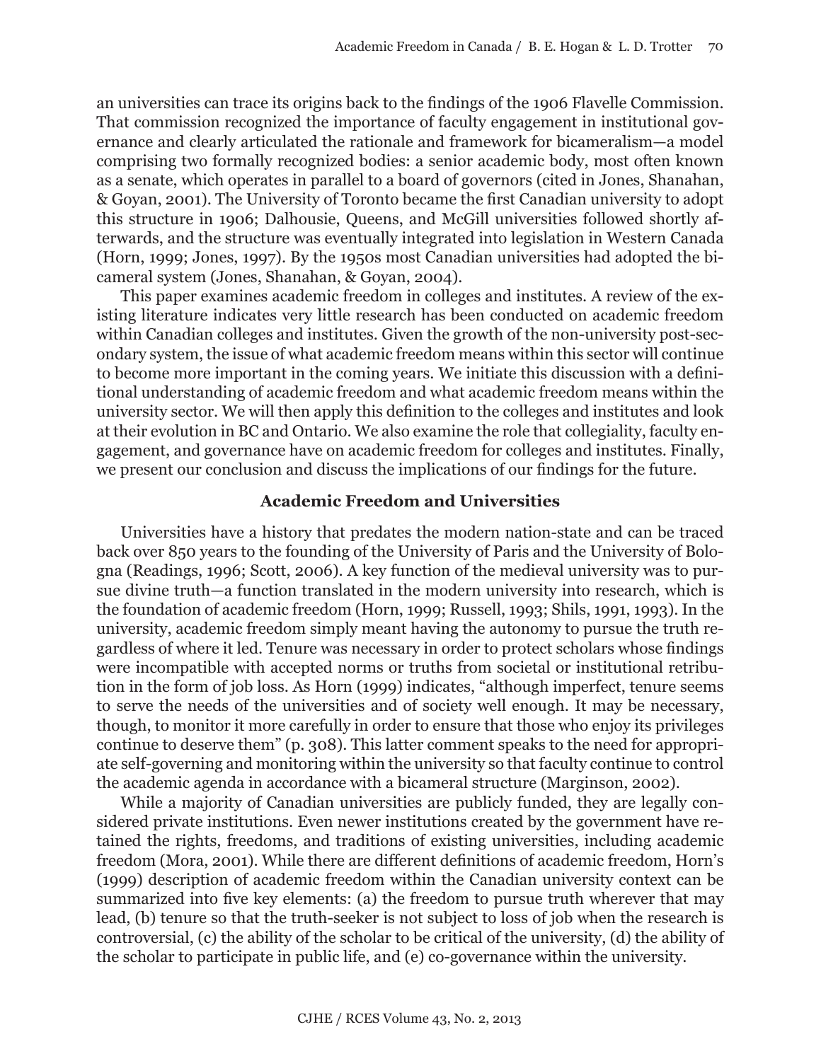an universities can trace its origins back to the findings of the 1906 Flavelle Commission. That commission recognized the importance of faculty engagement in institutional governance and clearly articulated the rationale and framework for bicameralism—a model comprising two formally recognized bodies: a senior academic body, most often known as a senate, which operates in parallel to a board of governors (cited in Jones, Shanahan, & Goyan, 2001). The University of Toronto became the first Canadian university to adopt this structure in 1906; Dalhousie, Queens, and McGill universities followed shortly afterwards, and the structure was eventually integrated into legislation in Western Canada (Horn, 1999; Jones, 1997). By the 1950s most Canadian universities had adopted the bicameral system (Jones, Shanahan, & Goyan, 2004).

This paper examines academic freedom in colleges and institutes. A review of the existing literature indicates very little research has been conducted on academic freedom within Canadian colleges and institutes. Given the growth of the non-university post-secondary system, the issue of what academic freedom means within this sector will continue to become more important in the coming years. We initiate this discussion with a definitional understanding of academic freedom and what academic freedom means within the university sector. We will then apply this definition to the colleges and institutes and look at their evolution in BC and Ontario. We also examine the role that collegiality, faculty engagement, and governance have on academic freedom for colleges and institutes. Finally, we present our conclusion and discuss the implications of our findings for the future.

## Academic Freedom and Universities

Universities have a history that predates the modern nation-state and can be traced back over 850 years to the founding of the University of Paris and the University of Bologna (Readings, 1996; Scott, 2006). A key function of the medieval university was to pursue divine truth—a function translated in the modern university into research, which is the foundation of academic freedom (Horn, 1999; Russell, 1993; Shils, 1991, 1993). In the university, academic freedom simply meant having the autonomy to pursue the truth regardless of where it led. Tenure was necessary in order to protect scholars whose findings were incompatible with accepted norms or truths from societal or institutional retribution in the form of job loss. As Horn (1999) indicates, "although imperfect, tenure seems to serve the needs of the universities and of society well enough. It may be necessary, though, to monitor it more carefully in order to ensure that those who enjoy its privileges continue to deserve them" (p. 308). This latter comment speaks to the need for appropriate self-governing and monitoring within the university so that faculty continue to control the academic agenda in accordance with a bicameral structure (Marginson, 2002).

While a majority of Canadian universities are publicly funded, they are legally considered private institutions. Even newer institutions created by the government have retained the rights, freedoms, and traditions of existing universities, including academic freedom (Mora, 2001). While there are different definitions of academic freedom, Horn's (1999) description of academic freedom within the Canadian university context can be summarized into five key elements: (a) the freedom to pursue truth wherever that may lead, (b) tenure so that the truth-seeker is not subject to loss of job when the research is controversial, (c) the ability of the scholar to be critical of the university, (d) the ability of the scholar to participate in public life, and (e) co-governance within the university.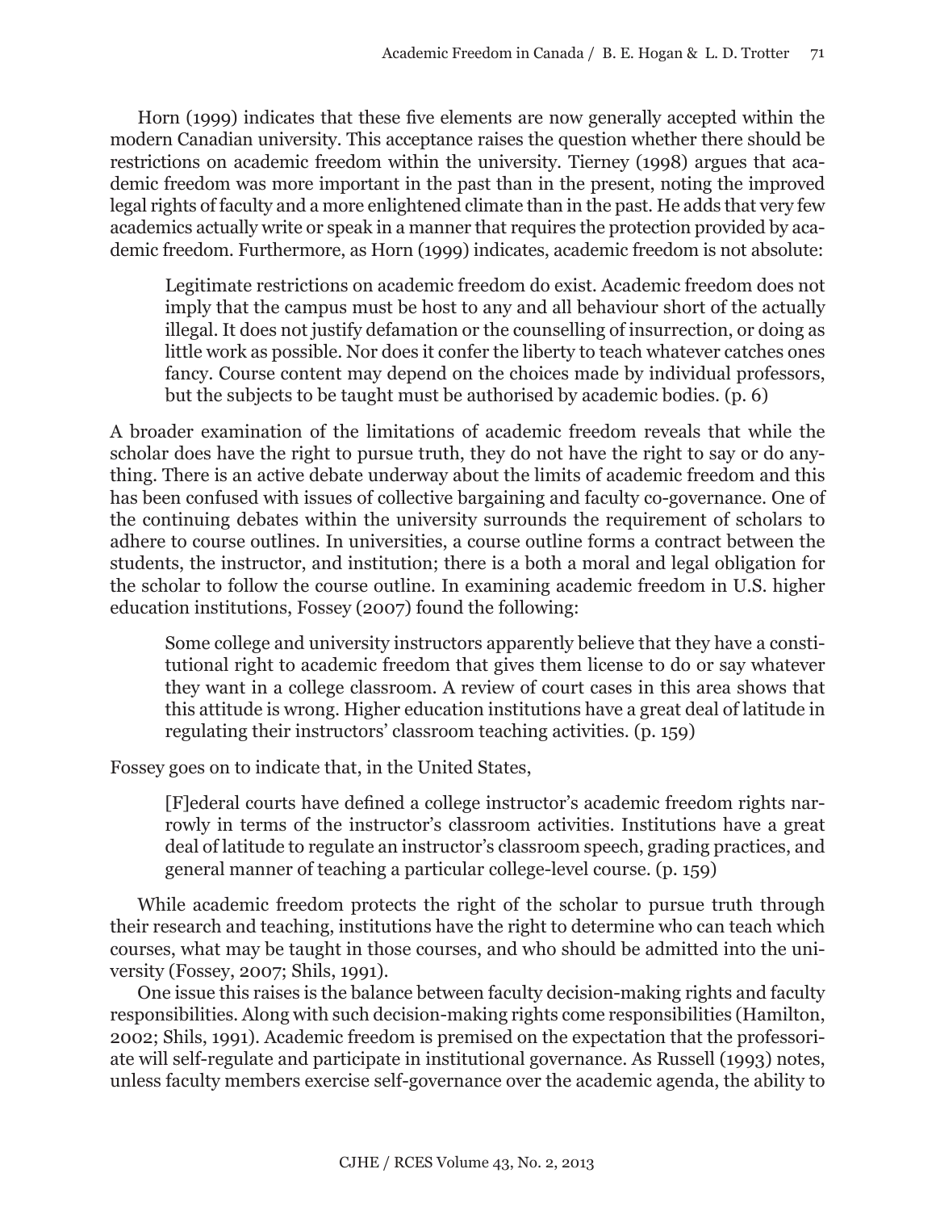Horn (1999) indicates that these five elements are now generally accepted within the modern Canadian university. This acceptance raises the question whether there should be restrictions on academic freedom within the university. Tierney (1998) argues that academic freedom was more important in the past than in the present, noting the improved legal rights of faculty and a more enlightened climate than in the past. He adds that very few academics actually write or speak in a manner that requires the protection provided by academic freedom. Furthermore, as Horn (1999) indicates, academic freedom is not absolute:

> Legitimate restrictions on academic freedom do exist. Academic freedom does not imply that the campus must be host to any and all behaviour short of the actually illegal. It does not justify defamation or the counselling of insurrection, or doing as little work as possible. Nor does it confer the liberty to teach whatever catches ones fancy. Course content may depend on the choices made by individual professors, but the subjects to be taught must be authorised by academic bodies. (p. 6)

A broader examination of the limitations of academic freedom reveals that while the scholar does have the right to pursue truth, they do not have the right to say or do anything. There is an active debate underway about the limits of academic freedom and this has been confused with issues of collective bargaining and faculty co-governance. One of the continuing debates within the university surrounds the requirement of scholars to adhere to course outlines. In universities, a course outline forms a contract between the students, the instructor, and institution; there is a both a moral and legal obligation for the scholar to follow the course outline. In examining academic freedom in U.S. higher education institutions, Fossey (2007) found the following:

> Some college and university instructors apparently believe that they have a constitutional right to academic freedom that gives them license to do or say whatever they want in a college classroom. A review of court cases in this area shows that this attitude is wrong. Higher education institutions have a great deal of latitude in regulating their instructors' classroom teaching activities. (p. 159)

Fossey goes on to indicate that, in the United States,

> [F]ederal courts have defined a college instructor's academic freedom rights narrowly in terms of the instructor's classroom activities. Institutions have a great deal of latitude to regulate an instructor's classroom speech, grading practices, and general manner of teaching a particular college-level course. (p. 159)

While academic freedom protects the right of the scholar to pursue truth through their research and teaching, institutions have the right to determine who can teach which courses, what may be taught in those courses, and who should be admitted into the university (Fossey, 2007; Shils, 1991).

One issue this raises is the balance between faculty decision-making rights and faculty responsibilities. Along with such decision-making rights come responsibilities (Hamilton, 2002; Shils, 1991). Academic freedom is premised on the expectation that the professoriate will self-regulate and participate in institutional governance. As Russell (1993) notes, unless faculty members exercise self-governance over the academic agenda, the ability to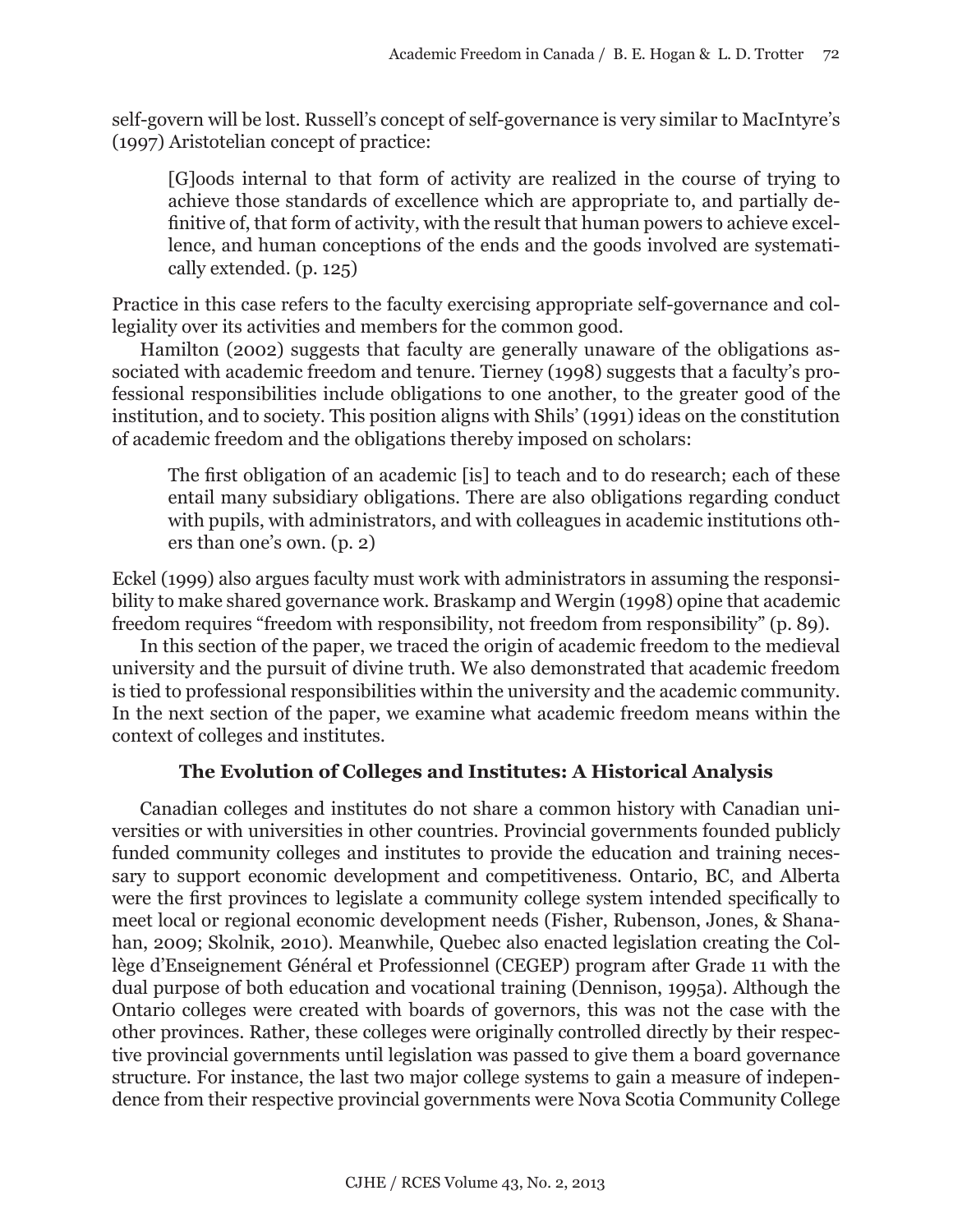self-govern will be lost. Russell's concept of self-governance is very similar to MacIntyre's (1997) Aristotelian concept of practice:

> [G]oods internal to that form of activity are realized in the course of trying to achieve those standards of excellence which are appropriate to, and partially definitive of, that form of activity, with the result that human powers to achieve excellence, and human conceptions of the ends and the goods involved are systematically extended. (p. 125)

Practice in this case refers to the faculty exercising appropriate self-governance and collegiality over its activities and members for the common good.

Hamilton (2002) suggests that faculty are generally unaware of the obligations associated with academic freedom and tenure. Tierney (1998) suggests that a faculty's professional responsibilities include obligations to one another, to the greater good of the institution, and to society. This position aligns with Shils' (1991) ideas on the constitution of academic freedom and the obligations thereby imposed on scholars:

> The first obligation of an academic [is] to teach and to do research; each of these entail many subsidiary obligations. There are also obligations regarding conduct with pupils, with administrators, and with colleagues in academic institutions others than one's own. (p. 2)

Eckel (1999) also argues faculty must work with administrators in assuming the responsibility to make shared governance work. Braskamp and Wergin (1998) opine that academic freedom requires "freedom with responsibility, not freedom from responsibility" (p. 89).

In this section of the paper, we traced the origin of academic freedom to the medieval university and the pursuit of divine truth. We also demonstrated that academic freedom is tied to professional responsibilities within the university and the academic community. In the next section of the paper, we examine what academic freedom means within the context of colleges and institutes.

## The Evolution of Colleges and Institutes: A Historical Analysis

Canadian colleges and institutes do not share a common history with Canadian universities or with universities in other countries. Provincial governments founded publicly funded community colleges and institutes to provide the education and training necessary to support economic development and competitiveness. Ontario, BC, and Alberta were the first provinces to legislate a community college system intended specifically to meet local or regional economic development needs (Fisher, Rubenson, Jones, & Shanahan, 2009; Skolnik, 2010). Meanwhile, Quebec also enacted legislation creating the Collège d'Enseignement Général et Professionnel (CEGEP) program after Grade 11 with the dual purpose of both education and vocational training (Dennison, 1995a). Although the Ontario colleges were created with boards of governors, this was not the case with the other provinces. Rather, these colleges were originally controlled directly by their respective provincial governments until legislation was passed to give them a board governance structure. For instance, the last two major college systems to gain a measure of independence from their respective provincial governments were Nova Scotia Community College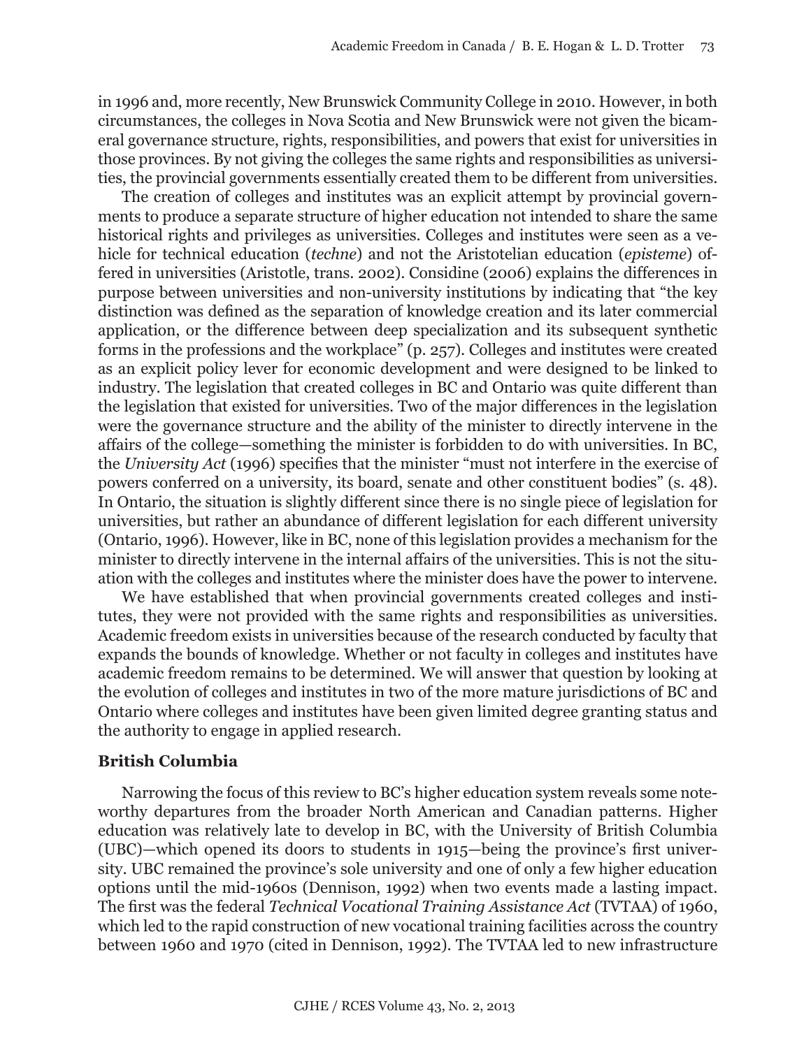in 1996 and, more recently, New Brunswick Community College in 2010. However, in both circumstances, the colleges in Nova Scotia and New Brunswick were not given the bicameral governance structure, rights, responsibilities, and powers that exist for universities in those provinces. By not giving the colleges the same rights and responsibilities as universities, the provincial governments essentially created them to be different from universities.

The creation of colleges and institutes was an explicit attempt by provincial governments to produce a separate structure of higher education not intended to share the same historical rights and privileges as universities. Colleges and institutes were seen as a vehicle for technical education (*techne*) and not the Aristotelian education (*episteme*) offered in universities (Aristotle, trans. 2002). Considine (2006) explains the differences in purpose between universities and non-university institutions by indicating that "the key distinction was defined as the separation of knowledge creation and its later commercial application, or the difference between deep specialization and its subsequent synthetic forms in the professions and the workplace" (p. 257). Colleges and institutes were created as an explicit policy lever for economic development and were designed to be linked to industry. The legislation that created colleges in BC and Ontario was quite different than the legislation that existed for universities. Two of the major differences in the legislation were the governance structure and the ability of the minister to directly intervene in the affairs of the college—something the minister is forbidden to do with universities. In BC, the *University Act* (1996) specifies that the minister "must not interfere in the exercise of powers conferred on a university, its board, senate and other constituent bodies" (s. 48). In Ontario, the situation is slightly different since there is no single piece of legislation for universities, but rather an abundance of different legislation for each different university (Ontario, 1996). However, like in BC, none of this legislation provides a mechanism for the minister to directly intervene in the internal affairs of the universities. This is not the situation with the colleges and institutes where the minister does have the power to intervene.

We have established that when provincial governments created colleges and institutes, they were not provided with the same rights and responsibilities as universities. Academic freedom exists in universities because of the research conducted by faculty that expands the bounds of knowledge. Whether or not faculty in colleges and institutes have academic freedom remains to be determined. We will answer that question by looking at the evolution of colleges and institutes in two of the more mature jurisdictions of BC and Ontario where colleges and institutes have been given limited degree granting status and the authority to engage in applied research.

## British Columbia

Narrowing the focus of this review to BC's higher education system reveals some noteworthy departures from the broader North American and Canadian patterns. Higher education was relatively late to develop in BC, with the University of British Columbia (UBC)—which opened its doors to students in 1915—being the province's first university. UBC remained the province's sole university and one of only a few higher education options until the mid-1960s (Dennison, 1992) when two events made a lasting impact. The first was the federal *Technical Vocational Training Assistance Act* (TVTAA) of 1960, which led to the rapid construction of new vocational training facilities across the country between 1960 and 1970 (cited in Dennison, 1992). The TVTAA led to new infrastructure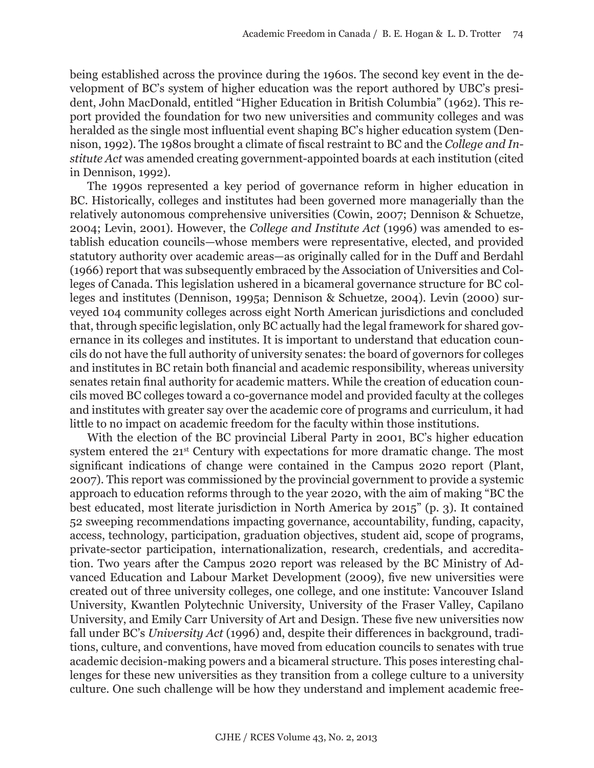being established across the province during the 1960s. The second key event in the development of BC's system of higher education was the report authored by UBC's president, John MacDonald, entitled "Higher Education in British Columbia" (1962). This report provided the foundation for two new universities and community colleges and was heralded as the single most influential event shaping BC's higher education system (Dennison, 1992). The 1980s brought a climate of fiscal restraint to BC and the *College and Institute Act* was amended creating government-appointed boards at each institution (cited in Dennison, 1992).

The 1990s represented a key period of governance reform in higher education in BC. Historically, colleges and institutes had been governed more managerially than the relatively autonomous comprehensive universities (Cowin, 2007; Dennison & Schuetze, 2004; Levin, 2001). However, the *College and Institute Act* (1996) was amended to establish education councils—whose members were representative, elected, and provided statutory authority over academic areas—as originally called for in the Duff and Berdahl (1966) report that was subsequently embraced by the Association of Universities and Colleges of Canada. This legislation ushered in a bicameral governance structure for BC colleges and institutes (Dennison, 1995a; Dennison & Schuetze, 2004). Levin (2000) surveyed 104 community colleges across eight North American jurisdictions and concluded that, through specific legislation, only BC actually had the legal framework for shared governance in its colleges and institutes. It is important to understand that education councils do not have the full authority of university senates: the board of governors for colleges and institutes in BC retain both financial and academic responsibility, whereas university senates retain final authority for academic matters. While the creation of education councils moved BC colleges toward a co-governance model and provided faculty at the colleges and institutes with greater say over the academic core of programs and curriculum, it had little to no impact on academic freedom for the faculty within those institutions.

With the election of the BC provincial Liberal Party in 2001, BC's higher education system entered the 21st Century with expectations for more dramatic change. The most significant indications of change were contained in the Campus 2020 report (Plant, 2007). This report was commissioned by the provincial government to provide a systemic approach to education reforms through to the year 2020, with the aim of making "BC the best educated, most literate jurisdiction in North America by 2015" (p. 3). It contained 52 sweeping recommendations impacting governance, accountability, funding, capacity, access, technology, participation, graduation objectives, student aid, scope of programs, private-sector participation, internationalization, research, credentials, and accreditation. Two years after the Campus 2020 report was released by the BC Ministry of Advanced Education and Labour Market Development (2009), five new universities were created out of three university colleges, one college, and one institute: Vancouver Island University, Kwantlen Polytechnic University, University of the Fraser Valley, Capilano University, and Emily Carr University of Art and Design. These five new universities now fall under BC's *University Act* (1996) and, despite their differences in background, traditions, culture, and conventions, have moved from education councils to senates with true academic decision-making powers and a bicameral structure. This poses interesting challenges for these new universities as they transition from a college culture to a university culture. One such challenge will be how they understand and implement academic free-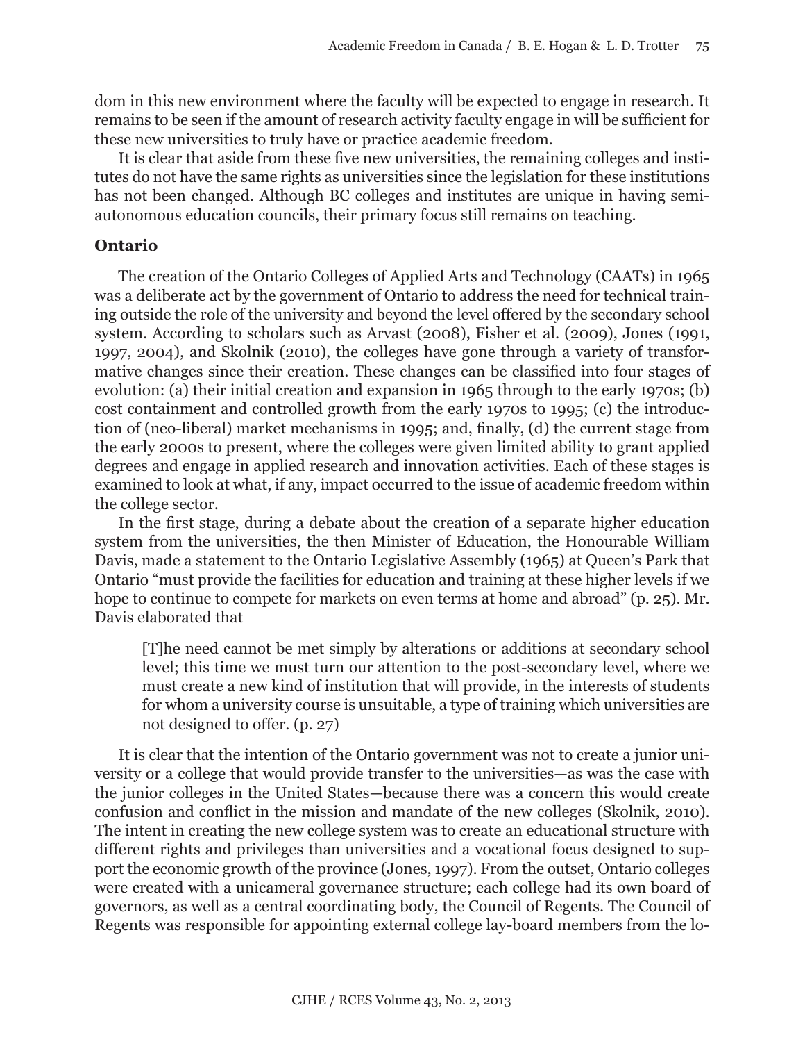dom in this new environment where the faculty will be expected to engage in research. It remains to be seen if the amount of research activity faculty engage in will be sufficient for these new universities to truly have or practice academic freedom.

It is clear that aside from these five new universities, the remaining colleges and institutes do not have the same rights as universities since the legislation for these institutions has not been changed. Although BC colleges and institutes are unique in having semi-autonomous education councils, their primary focus still remains on teaching.

### Ontario

The creation of the Ontario Colleges of Applied Arts and Technology (CAATs) in 1965 was a deliberate act by the government of Ontario to address the need for technical training outside the role of the university and beyond the level offered by the secondary school system. According to scholars such as Arvast (2008), Fisher et al. (2009), Jones (1991, 1997, 2004), and Skolnik (2010), the colleges have gone through a variety of transformative changes since their creation. These changes can be classified into four stages of evolution: (a) their initial creation and expansion in 1965 through to the early 1970s; (b) cost containment and controlled growth from the early 1970s to 1995; (c) the introduction of (neo-liberal) market mechanisms in 1995; and, finally, (d) the current stage from the early 2000s to present, where the colleges were given limited ability to grant applied degrees and engage in applied research and innovation activities. Each of these stages is examined to look at what, if any, impact occurred to the issue of academic freedom within the college sector.

In the first stage, during a debate about the creation of a separate higher education system from the universities, the then Minister of Education, the Honourable William Davis, made a statement to the Ontario Legislative Assembly (1965) at Queen's Park that Ontario "must provide the facilities for education and training at these higher levels if we hope to continue to compete for markets on even terms at home and abroad" (p. 25). Mr. Davis elaborated that

> [T]he need cannot be met simply by alterations or additions at secondary school level; this time we must turn our attention to the post-secondary level, where we must create a new kind of institution that will provide, in the interests of students for whom a university course is unsuitable, a type of training which universities are not designed to offer. (p. 27)

It is clear that the intention of the Ontario government was not to create a junior university or a college that would provide transfer to the universities—as was the case with the junior colleges in the United States—because there was a concern this would create confusion and conflict in the mission and mandate of the new colleges (Skolnik, 2010). The intent in creating the new college system was to create an educational structure with different rights and privileges than universities and a vocational focus designed to support the economic growth of the province (Jones, 1997). From the outset, Ontario colleges were created with a unicameral governance structure; each college had its own board of governors, as well as a central coordinating body, the Council of Regents. The Council of Regents was responsible for appointing external college lay-board members from the lo-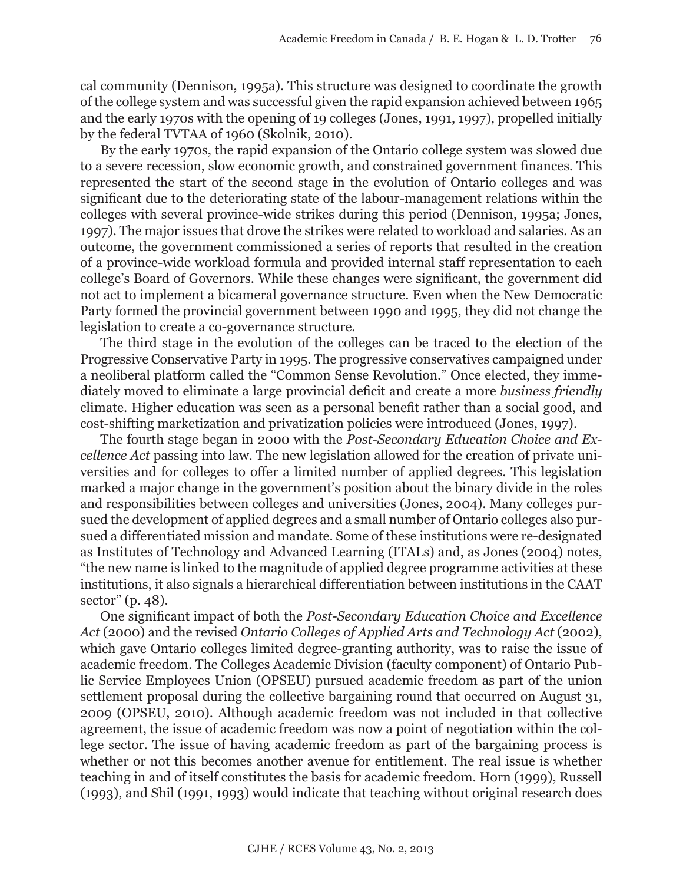cal community (Dennison, 1995a). This structure was designed to coordinate the growth of the college system and was successful given the rapid expansion achieved between 1965 and the early 1970s with the opening of 19 colleges (Jones, 1991, 1997), propelled initially by the federal TVTAA of 1960 (Skolnik, 2010).

By the early 1970s, the rapid expansion of the Ontario college system was slowed due to a severe recession, slow economic growth, and constrained government finances. This represented the start of the second stage in the evolution of Ontario colleges and was significant due to the deteriorating state of the labour-management relations within the colleges with several province-wide strikes during this period (Dennison, 1995a; Jones, 1997). The major issues that drove the strikes were related to workload and salaries. As an outcome, the government commissioned a series of reports that resulted in the creation of a province-wide workload formula and provided internal staff representation to each college's Board of Governors. While these changes were significant, the government did not act to implement a bicameral governance structure. Even when the New Democratic Party formed the provincial government between 1990 and 1995, they did not change the legislation to create a co-governance structure.

The third stage in the evolution of the colleges can be traced to the election of the Progressive Conservative Party in 1995. The progressive conservatives campaigned under a neoliberal platform called the "Common Sense Revolution." Once elected, they immediately moved to eliminate a large provincial deficit and create a more *business friendly* climate. Higher education was seen as a personal benefit rather than a social good, and cost-shifting marketization and privatization policies were introduced (Jones, 1997).

The fourth stage began in 2000 with the *Post-Secondary Education Choice and Excellence Act* passing into law. The new legislation allowed for the creation of private universities and for colleges to offer a limited number of applied degrees. This legislation marked a major change in the government's position about the binary divide in the roles and responsibilities between colleges and universities (Jones, 2004). Many colleges pursued the development of applied degrees and a small number of Ontario colleges also pursued a differentiated mission and mandate. Some of these institutions were re-designated as Institutes of Technology and Advanced Learning (ITALs) and, as Jones (2004) notes, "the new name is linked to the magnitude of applied degree programme activities at these institutions, it also signals a hierarchical differentiation between institutions in the CAAT sector" (p. 48).

One significant impact of both the *Post-Secondary Education Choice and Excellence Act* (2000) and the revised *Ontario Colleges of Applied Arts and Technology Act* (2002), which gave Ontario colleges limited degree-granting authority, was to raise the issue of academic freedom. The Colleges Academic Division (faculty component) of Ontario Public Service Employees Union (OPSEU) pursued academic freedom as part of the union settlement proposal during the collective bargaining round that occurred on August 31, 2009 (OPSEU, 2010). Although academic freedom was not included in that collective agreement, the issue of academic freedom was now a point of negotiation within the college sector. The issue of having academic freedom as part of the bargaining process is whether or not this becomes another avenue for entitlement. The real issue is whether teaching in and of itself constitutes the basis for academic freedom. Horn (1999), Russell (1993), and Shil (1991, 1993) would indicate that teaching without original research does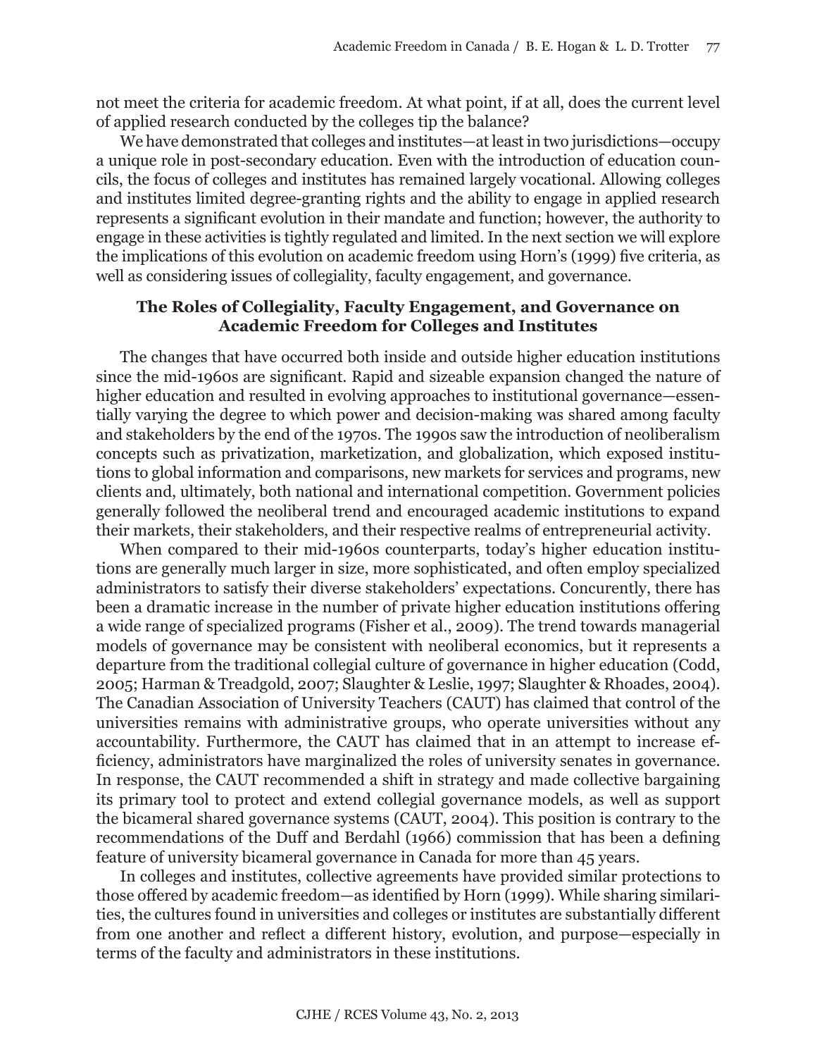not meet the criteria for academic freedom. At what point, if at all, does the current level of applied research conducted by the colleges tip the balance?

We have demonstrated that colleges and institutes—at least in two jurisdictions—occupy a unique role in post-secondary education. Even with the introduction of education councils, the focus of colleges and institutes has remained largely vocational. Allowing colleges and institutes limited degree-granting rights and the ability to engage in applied research represents a significant evolution in their mandate and function; however, the authority to engage in these activities is tightly regulated and limited. In the next section we will explore the implications of this evolution on academic freedom using Horn's (1999) five criteria, as well as considering issues of collegiality, faculty engagement, and governance.

## The Roles of Collegiality, Faculty Engagement, and Governance on Academic Freedom for Colleges and Institutes

The changes that have occurred both inside and outside higher education institutions since the mid-1960s are significant. Rapid and sizeable expansion changed the nature of higher education and resulted in evolving approaches to institutional governance—essentially varying the degree to which power and decision-making was shared among faculty and stakeholders by the end of the 1970s. The 1990s saw the introduction of neoliberalism concepts such as privatization, marketization, and globalization, which exposed institutions to global information and comparisons, new markets for services and programs, new clients and, ultimately, both national and international competition. Government policies generally followed the neoliberal trend and encouraged academic institutions to expand their markets, their stakeholders, and their respective realms of entrepreneurial activity.

When compared to their mid-1960s counterparts, today's higher education institutions are generally much larger in size, more sophisticated, and often employ specialized administrators to satisfy their diverse stakeholders' expectations. Concurently, there has been a dramatic increase in the number of private higher education institutions offering a wide range of specialized programs (Fisher et al., 2009). The trend towards managerial models of governance may be consistent with neoliberal economics, but it represents a departure from the traditional collegial culture of governance in higher education (Codd, 2005; Harman & Treadgold, 2007; Slaughter & Leslie, 1997; Slaughter & Rhoades, 2004). The Canadian Association of University Teachers (CAUT) has claimed that control of the universities remains with administrative groups, who operate universities without any accountability. Furthermore, the CAUT has claimed that in an attempt to increase efficiency, administrators have marginalized the roles of university senates in governance. In response, the CAUT recommended a shift in strategy and made collective bargaining its primary tool to protect and extend collegial governance models, as well as support the bicameral shared governance systems (CAUT, 2004). This position is contrary to the recommendations of the Duff and Berdahl (1966) commission that has been a defining feature of university bicameral governance in Canada for more than 45 years.

In colleges and institutes, collective agreements have provided similar protections to those offered by academic freedom—as identified by Horn (1999). While sharing similarities, the cultures found in universities and colleges or institutes are substantially different from one another and reflect a different history, evolution, and purpose—especially in terms of the faculty and administrators in these institutions.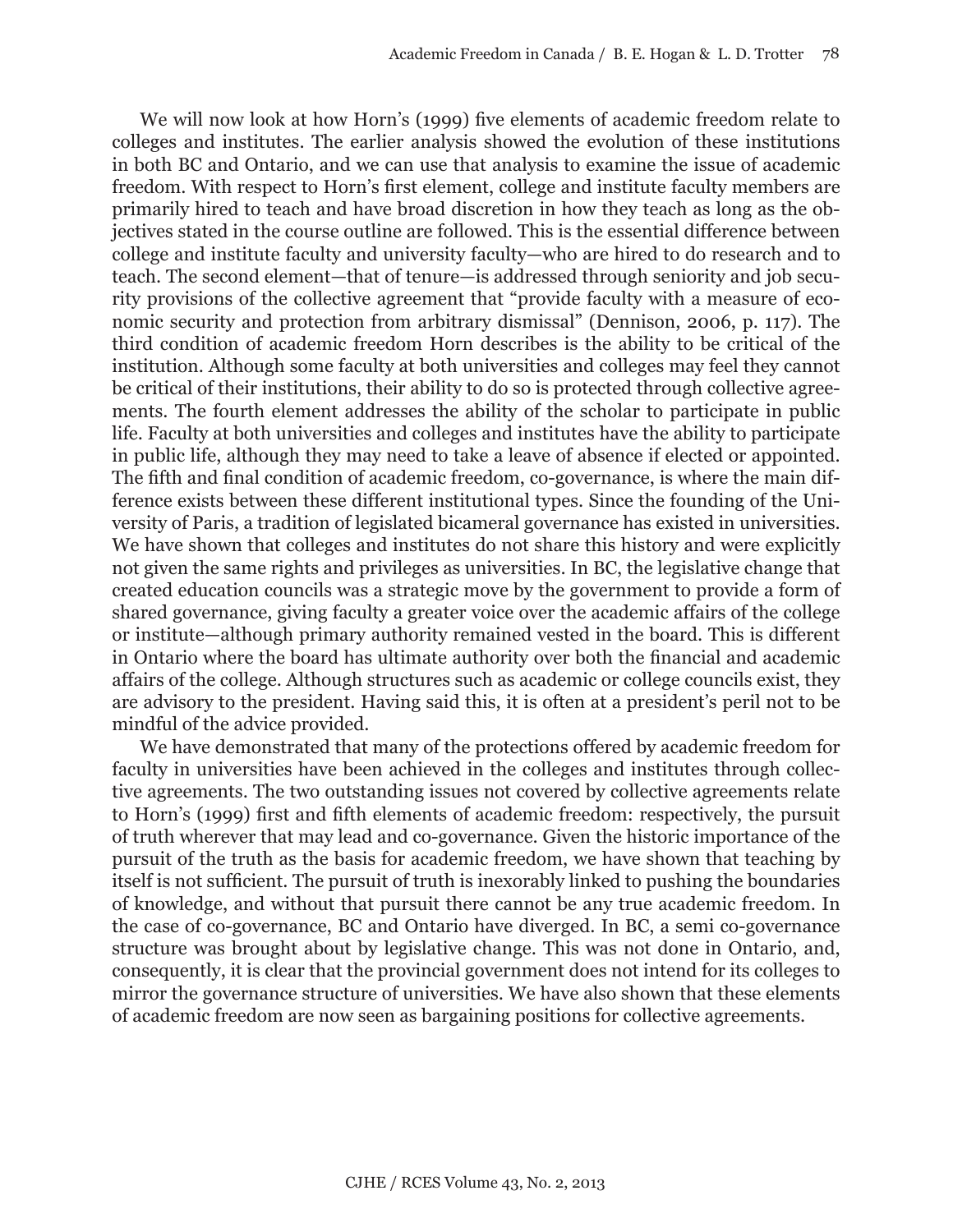We will now look at how Horn's (1999) five elements of academic freedom relate to colleges and institutes. The earlier analysis showed the evolution of these institutions in both BC and Ontario, and we can use that analysis to examine the issue of academic freedom. With respect to Horn's first element, college and institute faculty members are primarily hired to teach and have broad discretion in how they teach as long as the objectives stated in the course outline are followed. This is the essential difference between college and institute faculty and university faculty—who are hired to do research and to teach. The second element—that of tenure—is addressed through seniority and job security provisions of the collective agreement that "provide faculty with a measure of economic security and protection from arbitrary dismissal" (Dennison, 2006, p. 117). The third condition of academic freedom Horn describes is the ability to be critical of the institution. Although some faculty at both universities and colleges may feel they cannot be critical of their institutions, their ability to do so is protected through collective agreements. The fourth element addresses the ability of the scholar to participate in public life. Faculty at both universities and colleges and institutes have the ability to participate in public life, although they may need to take a leave of absence if elected or appointed. The fifth and final condition of academic freedom, co-governance, is where the main difference exists between these different institutional types. Since the founding of the University of Paris, a tradition of legislated bicameral governance has existed in universities. We have shown that colleges and institutes do not share this history and were explicitly not given the same rights and privileges as universities. In BC, the legislative change that created education councils was a strategic move by the government to provide a form of shared governance, giving faculty a greater voice over the academic affairs of the college or institute—although primary authority remained vested in the board. This is different in Ontario where the board has ultimate authority over both the financial and academic affairs of the college. Although structures such as academic or college councils exist, they are advisory to the president. Having said this, it is often at a president's peril not to be mindful of the advice provided.

We have demonstrated that many of the protections offered by academic freedom for faculty in universities have been achieved in the colleges and institutes through collective agreements. The two outstanding issues not covered by collective agreements relate to Horn's (1999) first and fifth elements of academic freedom: respectively, the pursuit of truth wherever that may lead and co-governance. Given the historic importance of the pursuit of the truth as the basis for academic freedom, we have shown that teaching by itself is not sufficient. The pursuit of truth is inexorably linked to pushing the boundaries of knowledge, and without that pursuit there cannot be any true academic freedom. In the case of co-governance, BC and Ontario have diverged. In BC, a semi co-governance structure was brought about by legislative change. This was not done in Ontario, and, consequently, it is clear that the provincial government does not intend for its colleges to mirror the governance structure of universities. We have also shown that these elements of academic freedom are now seen as bargaining positions for collective agreements.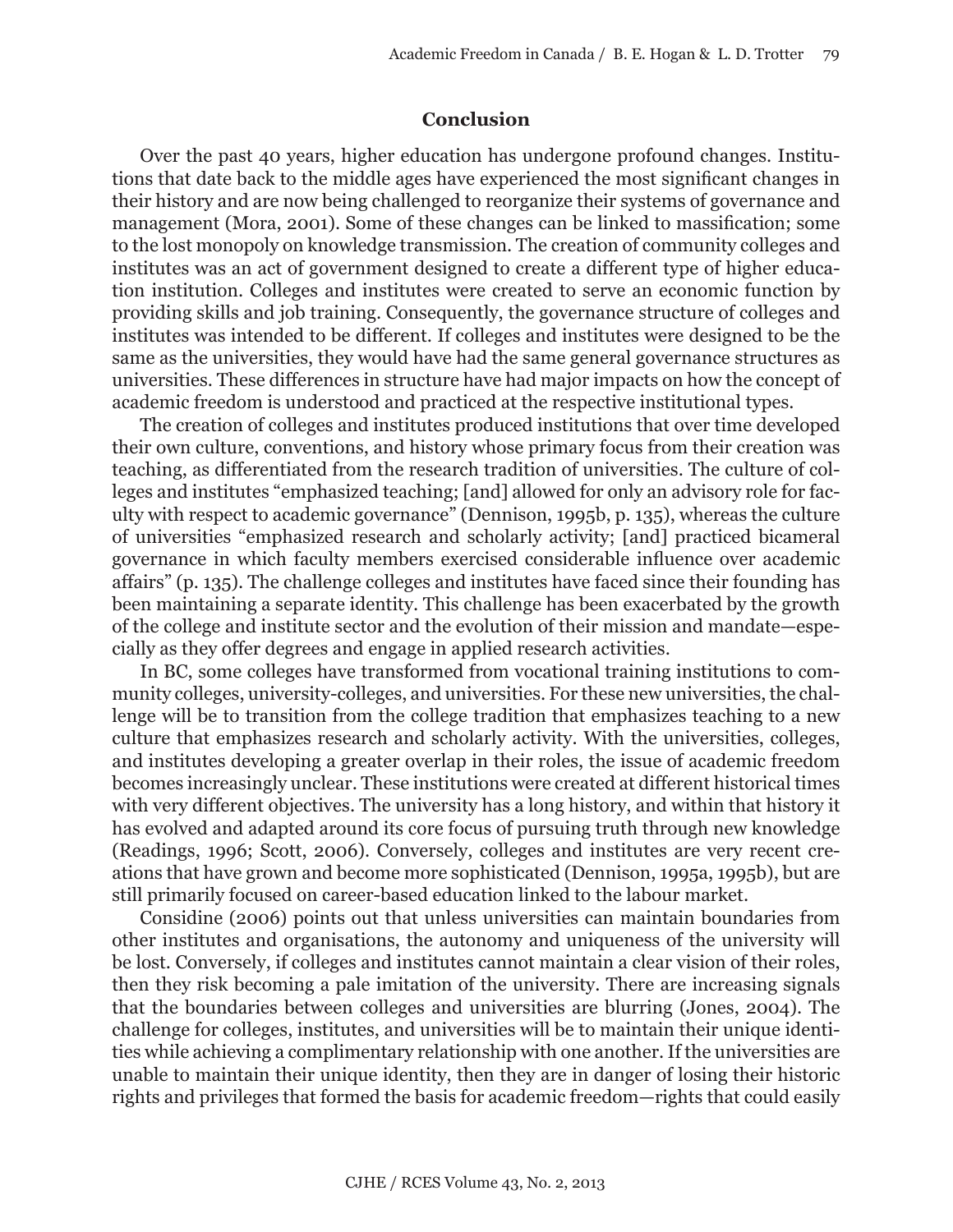## Conclusion

Over the past 40 years, higher education has undergone profound changes. Institutions that date back to the middle ages have experienced the most significant changes in their history and are now being challenged to reorganize their systems of governance and management (Mora, 2001). Some of these changes can be linked to massification; some to the lost monopoly on knowledge transmission. The creation of community colleges and institutes was an act of government designed to create a different type of higher education institution. Colleges and institutes were created to serve an economic function by providing skills and job training. Consequently, the governance structure of colleges and institutes was intended to be different. If colleges and institutes were designed to be the same as the universities, they would have had the same general governance structures as universities. These differences in structure have had major impacts on how the concept of academic freedom is understood and practiced at the respective institutional types.

The creation of colleges and institutes produced institutions that over time developed their own culture, conventions, and history whose primary focus from their creation was teaching, as differentiated from the research tradition of universities. The culture of colleges and institutes "emphasized teaching; [and] allowed for only an advisory role for faculty with respect to academic governance" (Dennison, 1995b, p. 135), whereas the culture of universities "emphasized research and scholarly activity; [and] practiced bicameral governance in which faculty members exercised considerable influence over academic affairs" (p. 135). The challenge colleges and institutes have faced since their founding has been maintaining a separate identity. This challenge has been exacerbated by the growth of the college and institute sector and the evolution of their mission and mandate—especially as they offer degrees and engage in applied research activities.

In BC, some colleges have transformed from vocational training institutions to community colleges, university-colleges, and universities. For these new universities, the challenge will be to transition from the college tradition that emphasizes teaching to a new culture that emphasizes research and scholarly activity. With the universities, colleges, and institutes developing a greater overlap in their roles, the issue of academic freedom becomes increasingly unclear. These institutions were created at different historical times with very different objectives. The university has a long history, and within that history it has evolved and adapted around its core focus of pursuing truth through new knowledge (Readings, 1996; Scott, 2006). Conversely, colleges and institutes are very recent creations that have grown and become more sophisticated (Dennison, 1995a, 1995b), but are still primarily focused on career-based education linked to the labour market.

Considine (2006) points out that unless universities can maintain boundaries from other institutes and organisations, the autonomy and uniqueness of the university will be lost. Conversely, if colleges and institutes cannot maintain a clear vision of their roles, then they risk becoming a pale imitation of the university. There are increasing signals that the boundaries between colleges and universities are blurring (Jones, 2004). The challenge for colleges, institutes, and universities will be to maintain their unique identities while achieving a complimentary relationship with one another. If the universities are unable to maintain their unique identity, then they are in danger of losing their historic rights and privileges that formed the basis for academic freedom—rights that could easily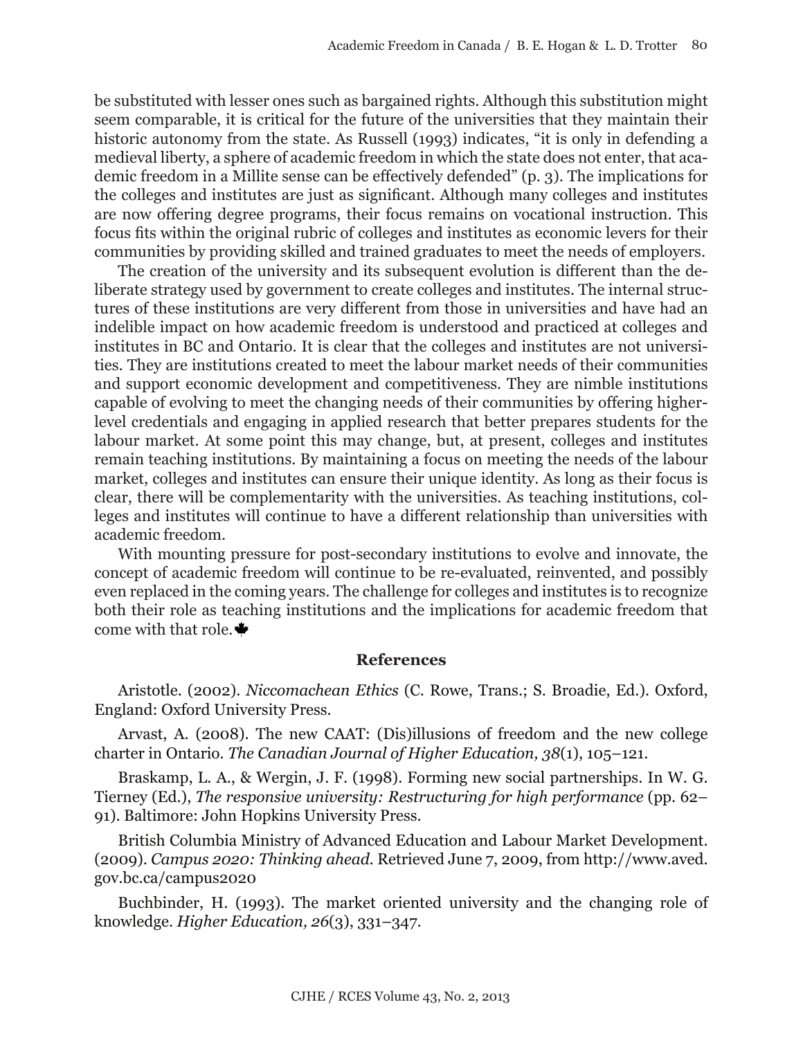be substituted with lesser ones such as bargained rights. Although this substitution might seem comparable, it is critical for the future of the universities that they maintain their historic autonomy from the state. As Russell (1993) indicates, "it is only in defending a medieval liberty, a sphere of academic freedom in which the state does not enter, that academic freedom in a Millite sense can be effectively defended" (p. 3). The implications for the colleges and institutes are just as significant. Although many colleges and institutes are now offering degree programs, their focus remains on vocational instruction. This focus fits within the original rubric of colleges and institutes as economic levers for their communities by providing skilled and trained graduates to meet the needs of employers.

The creation of the university and its subsequent evolution is different than the deliberate strategy used by government to create colleges and institutes. The internal structures of these institutions are very different from those in universities and have had an indelible impact on how academic freedom is understood and practiced at colleges and institutes in BC and Ontario. It is clear that the colleges and institutes are not universities. They are institutions created to meet the labour market needs of their communities and support economic development and competitiveness. They are nimble institutions capable of evolving to meet the changing needs of their communities by offering higher-level credentials and engaging in applied research that better prepares students for the labour market. At some point this may change, but, at present, colleges and institutes remain teaching institutions. By maintaining a focus on meeting the needs of the labour market, colleges and institutes can ensure their unique identity. As long as their focus is clear, there will be complementarity with the universities. As teaching institutions, colleges and institutes will continue to have a different relationship than universities with academic freedom.

With mounting pressure for post-secondary institutions to evolve and innovate, the concept of academic freedom will continue to be re-evaluated, reinvented, and possibly even replaced in the coming years. The challenge for colleges and institutes is to recognize both their role as teaching institutions and the implications for academic freedom that come with that role.

## References

Aristotle. (2002). *Niccomachean Ethics* (C. Rowe, Trans.; S. Broadie, Ed.). Oxford, England: Oxford University Press.

Arvast, A. (2008). The new CAAT: (Dis)illusions of freedom and the new college charter in Ontario. *The Canadian Journal of Higher Education, 38*(1), 105–121.

Braskamp, L. A., & Wergin, J. F. (1998). Forming new social partnerships. In W. G. Tierney (Ed.), *The responsive university: Restructuring for high performance* (pp. 62–91). Baltimore: John Hopkins University Press.

British Columbia Ministry of Advanced Education and Labour Market Development. (2009). *Campus 2020: Thinking ahead.* Retrieved June 7, 2009, from http://www.aved.gov.bc.ca/campus2020

Buchbinder, H. (1993). The market oriented university and the changing role of knowledge. *Higher Education, 26*(3), 331–347.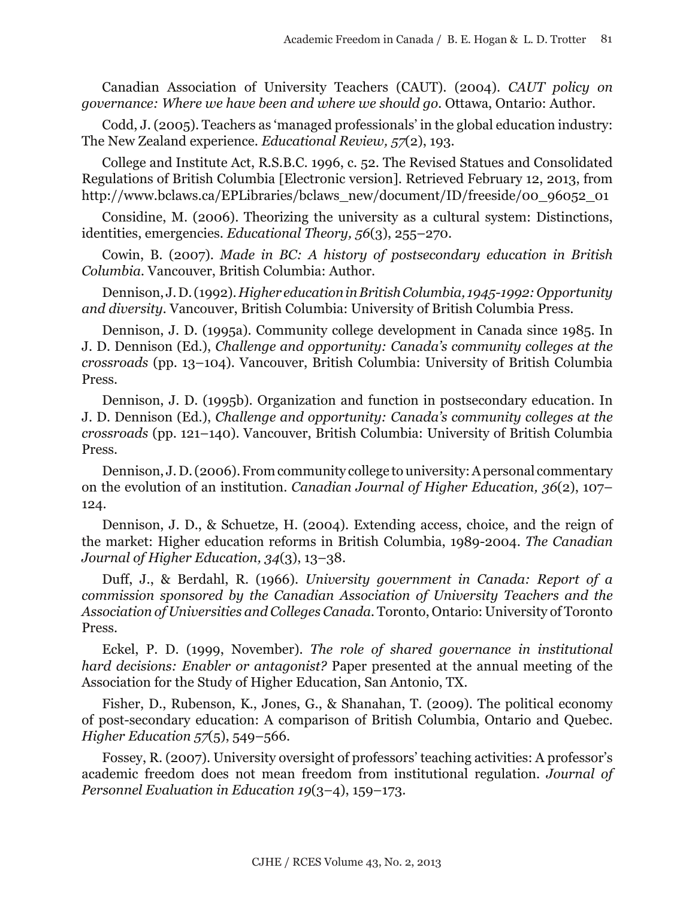Canadian Association of University Teachers (CAUT). (2004). *CAUT policy on governance: Where we have been and where we should go*. Ottawa, Ontario: Author.

Codd, J. (2005). Teachers as 'managed professionals' in the global education industry: The New Zealand experience. *Educational Review, 57*(2), 193.

College and Institute Act, R.S.B.C. 1996, c. 52. The Revised Statues and Consolidated Regulations of British Columbia [Electronic version]. Retrieved February 12, 2013, from http://www.bclaws.ca/EPLibraries/bclaws_new/document/ID/freeside/00_96052_01

Considine, M. (2006). Theorizing the university as a cultural system: Distinctions, identities, emergencies. *Educational Theory, 56*(3), 255–270.

Cowin, B. (2007). *Made in BC: A history of postsecondary education in British Columbia*. Vancouver, British Columbia: Author.

Dennison, J. D. (1992). *Higher education in British Columbia, 1945-1992: Opportunity and diversity*. Vancouver, British Columbia: University of British Columbia Press.

Dennison, J. D. (1995a). Community college development in Canada since 1985. In J. D. Dennison (Ed.), *Challenge and opportunity: Canada's community colleges at the crossroads* (pp. 13–104). Vancouver, British Columbia: University of British Columbia Press.

Dennison, J. D. (1995b). Organization and function in postsecondary education. In J. D. Dennison (Ed.), *Challenge and opportunity: Canada's community colleges at the crossroads* (pp. 121–140). Vancouver, British Columbia: University of British Columbia Press.

Dennison, J. D. (2006). From community college to university: A personal commentary on the evolution of an institution. *Canadian Journal of Higher Education, 36*(2), 107–124.

Dennison, J. D., & Schuetze, H. (2004). Extending access, choice, and the reign of the market: Higher education reforms in British Columbia, 1989-2004. *The Canadian Journal of Higher Education, 34*(3), 13–38.

Duff, J., & Berdahl, R. (1966). *University government in Canada: Report of a commission sponsored by the Canadian Association of University Teachers and the Association of Universities and Colleges Canada*. Toronto, Ontario: University of Toronto Press.

Eckel, P. D. (1999, November). *The role of shared governance in institutional hard decisions: Enabler or antagonist?* Paper presented at the annual meeting of the Association for the Study of Higher Education, San Antonio, TX.

Fisher, D., Rubenson, K., Jones, G., & Shanahan, T. (2009). The political economy of post-secondary education: A comparison of British Columbia, Ontario and Quebec. *Higher Education 57*(5), 549–566.

Fossey, R. (2007). University oversight of professors' teaching activities: A professor's academic freedom does not mean freedom from institutional regulation. *Journal of Personnel Evaluation in Education 19*(3–4), 159–173.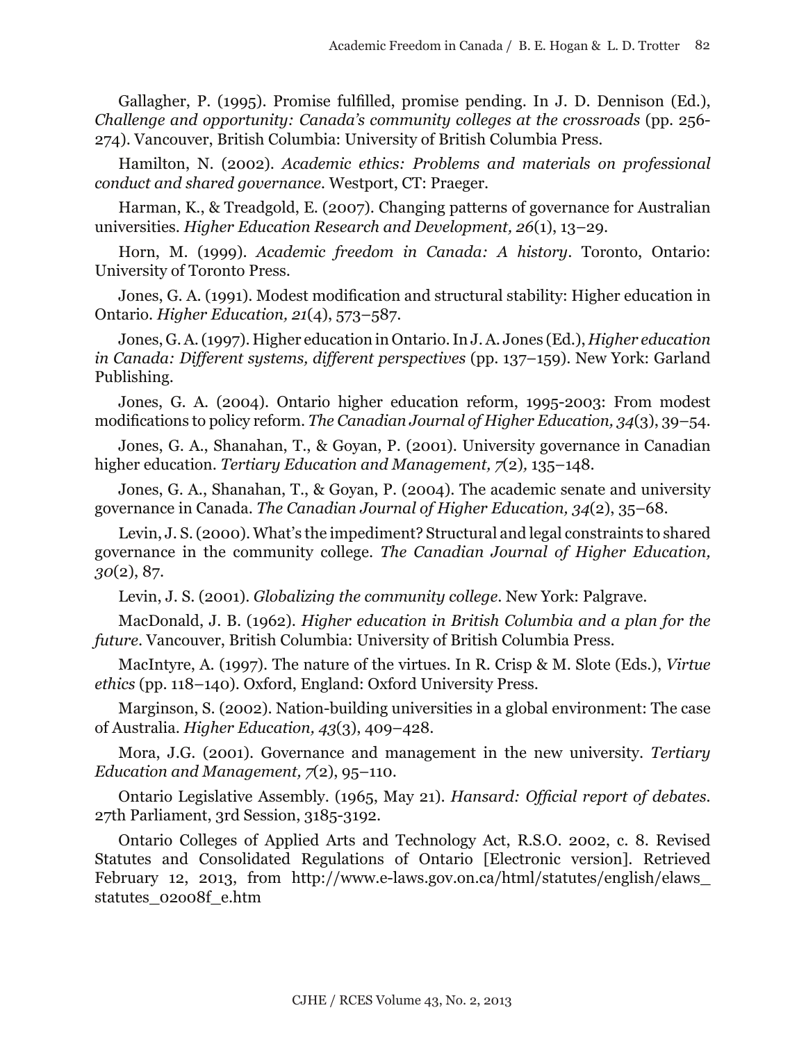Gallagher, P. (1995). Promise fulfilled, promise pending. In J. D. Dennison (Ed.), *Challenge and opportunity: Canada's community colleges at the crossroads* (pp. 256-274). Vancouver, British Columbia: University of British Columbia Press.

Hamilton, N. (2002). *Academic ethics: Problems and materials on professional conduct and shared governance*. Westport, CT: Praeger.

Harman, K., & Treadgold, E. (2007). Changing patterns of governance for Australian universities. *Higher Education Research and Development, 26*(1), 13–29.

Horn, M. (1999). *Academic freedom in Canada: A history*. Toronto, Ontario: University of Toronto Press.

Jones, G. A. (1991). Modest modification and structural stability: Higher education in Ontario. *Higher Education, 21*(4), 573–587.

Jones, G. A. (1997). Higher education in Ontario. In J. A. Jones (Ed.), *Higher education in Canada: Different systems, different perspectives* (pp. 137–159). New York: Garland Publishing.

Jones, G. A. (2004). Ontario higher education reform, 1995-2003: From modest modifications to policy reform. *The Canadian Journal of Higher Education, 34*(3), 39–54.

Jones, G. A., Shanahan, T., & Goyan, P. (2001). University governance in Canadian higher education. *Tertiary Education and Management, 7*(2), 135–148.

Jones, G. A., Shanahan, T., & Goyan, P. (2004). The academic senate and university governance in Canada. *The Canadian Journal of Higher Education, 34*(2), 35–68.

Levin, J. S. (2000). What's the impediment? Structural and legal constraints to shared governance in the community college. *The Canadian Journal of Higher Education, 30*(2), 87.

Levin, J. S. (2001). *Globalizing the community college*. New York: Palgrave.

MacDonald, J. B. (1962). *Higher education in British Columbia and a plan for the future*. Vancouver, British Columbia: University of British Columbia Press.

MacIntyre, A. (1997). The nature of the virtues. In R. Crisp & M. Slote (Eds.), *Virtue ethics* (pp. 118–140). Oxford, England: Oxford University Press.

Marginson, S. (2002). Nation-building universities in a global environment: The case of Australia. *Higher Education, 43*(3), 409–428.

Mora, J.G. (2001). Governance and management in the new university. *Tertiary Education and Management, 7*(2), 95–110.

Ontario Legislative Assembly. (1965, May 21). *Hansard: Official report of debates*. 27th Parliament, 3rd Session, 3185-3192.

Ontario Colleges of Applied Arts and Technology Act, R.S.O. 2002, c. 8. Revised Statutes and Consolidated Regulations of Ontario [Electronic version]. Retrieved February 12, 2013, from http://www.e-laws.gov.on.ca/html/statutes/english/elaws_statutes_02008f_e.htm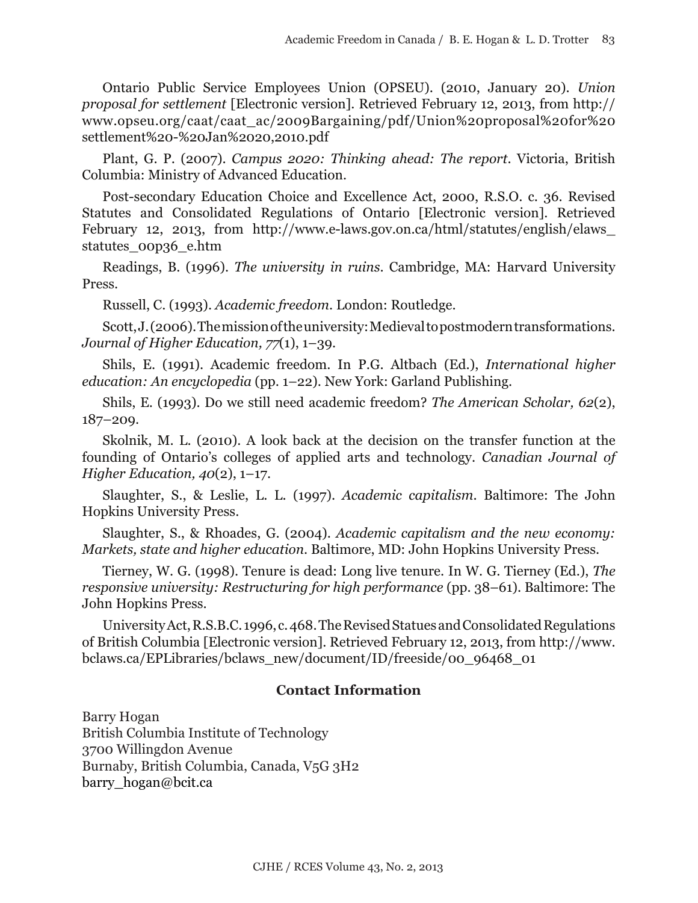Ontario Public Service Employees Union (OPSEU). (2010, January 20). *Union proposal for settlement* [Electronic version]. Retrieved February 12, 2013, from http://www.opseu.org/caat/caat_ac/2009Bargaining/pdf/Union%20proposal%20for%20settlement%20-%20Jan%2020,2010.pdf

Plant, G. P. (2007). *Campus 2020: Thinking ahead: The report*. Victoria, British Columbia: Ministry of Advanced Education.

Post-secondary Education Choice and Excellence Act, 2000, R.S.O. c. 36. Revised Statutes and Consolidated Regulations of Ontario [Electronic version]. Retrieved February 12, 2013, from http://www.e-laws.gov.on.ca/html/statutes/english/elaws_statutes_00p36_e.htm

Readings, B. (1996). *The university in ruins*. Cambridge, MA: Harvard University Press.

Russell, C. (1993). *Academic freedom*. London: Routledge.

Scott, J. (2006). The mission of the university: Medieval to postmodern transformations. *Journal of Higher Education, 77*(1), 1–39.

Shils, E. (1991). Academic freedom. In P.G. Altbach (Ed.), *International higher education: An encyclopedia* (pp. 1–22). New York: Garland Publishing.

Shils, E. (1993). Do we still need academic freedom? *The American Scholar, 62*(2), 187–209.

Skolnik, M. L. (2010). A look back at the decision on the transfer function at the founding of Ontario's colleges of applied arts and technology. *Canadian Journal of Higher Education, 40*(2), 1–17.

Slaughter, S., & Leslie, L. L. (1997). *Academic capitalism*. Baltimore: The John Hopkins University Press.

Slaughter, S., & Rhoades, G. (2004). *Academic capitalism and the new economy: Markets, state and higher education*. Baltimore, MD: John Hopkins University Press.

Tierney, W. G. (1998). Tenure is dead: Long live tenure. In W. G. Tierney (Ed.), *The responsive university: Restructuring for high performance* (pp. 38–61). Baltimore: The John Hopkins Press.

University Act, R.S.B.C. 1996, c. 468. The Revised Statues and Consolidated Regulations of British Columbia [Electronic version]. Retrieved February 12, 2013, from http://www.bclaws.ca/EPLibraries/bclaws_new/document/ID/freeside/00_96468_01

## Contact Information

Barry Hogan
British Columbia Institute of Technology
3700 Willingdon Avenue
Burnaby, British Columbia, Canada, V5G 3H2
barry_hogan@bcit.ca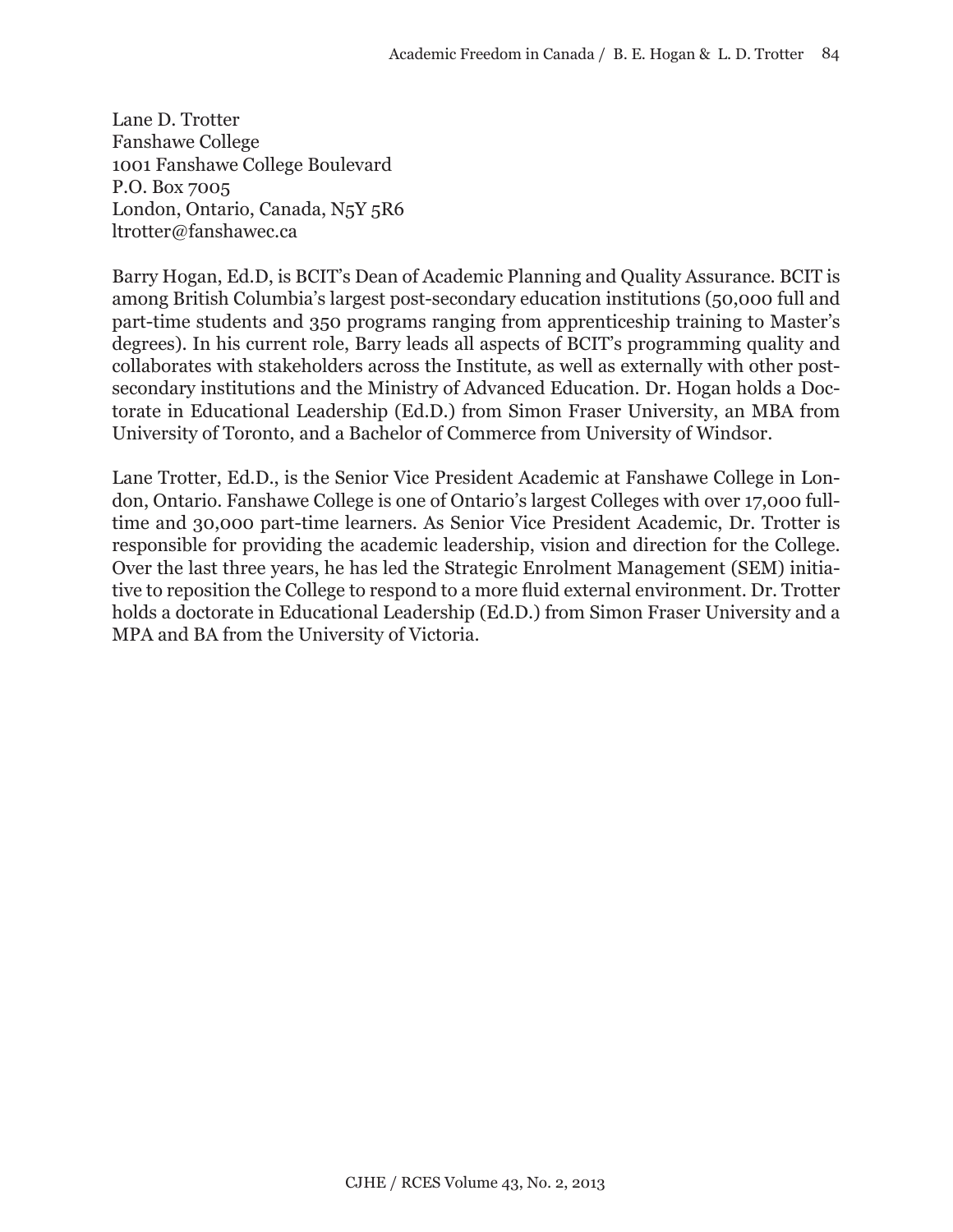Lane D. Trotter
Fanshawe College
1001 Fanshawe College Boulevard
P.O. Box 7005
London, Ontario, Canada, N5Y 5R6
ltrotter@fanshawec.ca

Barry Hogan, Ed.D, is BCIT's Dean of Academic Planning and Quality Assurance. BCIT is among British Columbia's largest post-secondary education institutions (50,000 full and part-time students and 350 programs ranging from apprenticeship training to Master's degrees). In his current role, Barry leads all aspects of BCIT's programming quality and collaborates with stakeholders across the Institute, as well as externally with other post-secondary institutions and the Ministry of Advanced Education. Dr. Hogan holds a Doctorate in Educational Leadership (Ed.D.) from Simon Fraser University, an MBA from University of Toronto, and a Bachelor of Commerce from University of Windsor.

Lane Trotter, Ed.D., is the Senior Vice President Academic at Fanshawe College in London, Ontario. Fanshawe College is one of Ontario's largest Colleges with over 17,000 full-time and 30,000 part-time learners. As Senior Vice President Academic, Dr. Trotter is responsible for providing the academic leadership, vision and direction for the College. Over the last three years, he has led the Strategic Enrolment Management (SEM) initiative to reposition the College to respond to a more fluid external environment. Dr. Trotter holds a doctorate in Educational Leadership (Ed.D.) from Simon Fraser University and a MPA and BA from the University of Victoria.